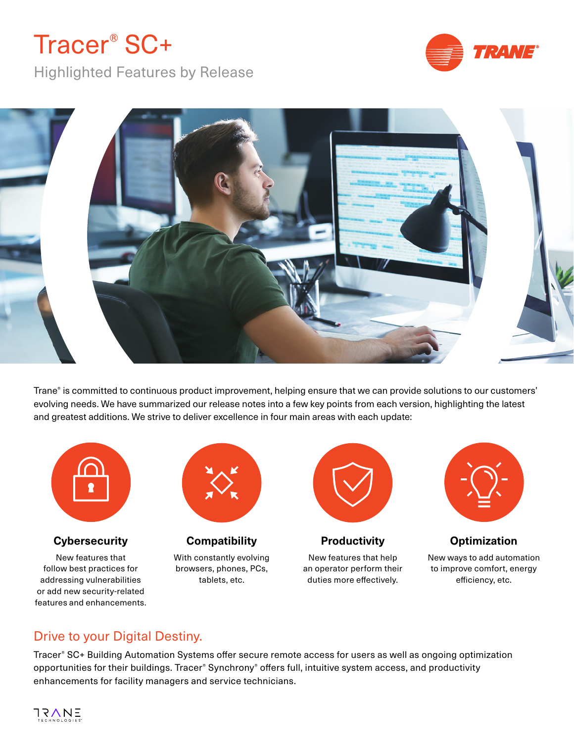# Tracer® SC+

## Highlighted Features by Release

Trane® is committed to continuous product improvement, helping ensure that we can provide solutions to our customers' evolving needs. We have summarized our release notes into a few key points from each version, highlighting the latest and greatest additions. We strive to deliver excellence in four main areas with each update:

### Cybersecurity

New features that follow best practices for addressing vulnerabilities or add new security-related features and enhancements.

### Compatibility

With constantly evolving browsers, phones, PCs, tablets, etc.

### Productivity

New features that help an operator perform their duties more effectively.

### Optimization

New ways to add automation to improve comfort, energy efficiency, etc.

## Drive to your Digital Destiny.

Tracer® SC+ Building Automation Systems offer secure remote access for users as well as ongoing optimization opportunities for their buildings. Tracer® Synchrony® offers full, intuitive system access, and productivity enhancements for facility managers and service technicians.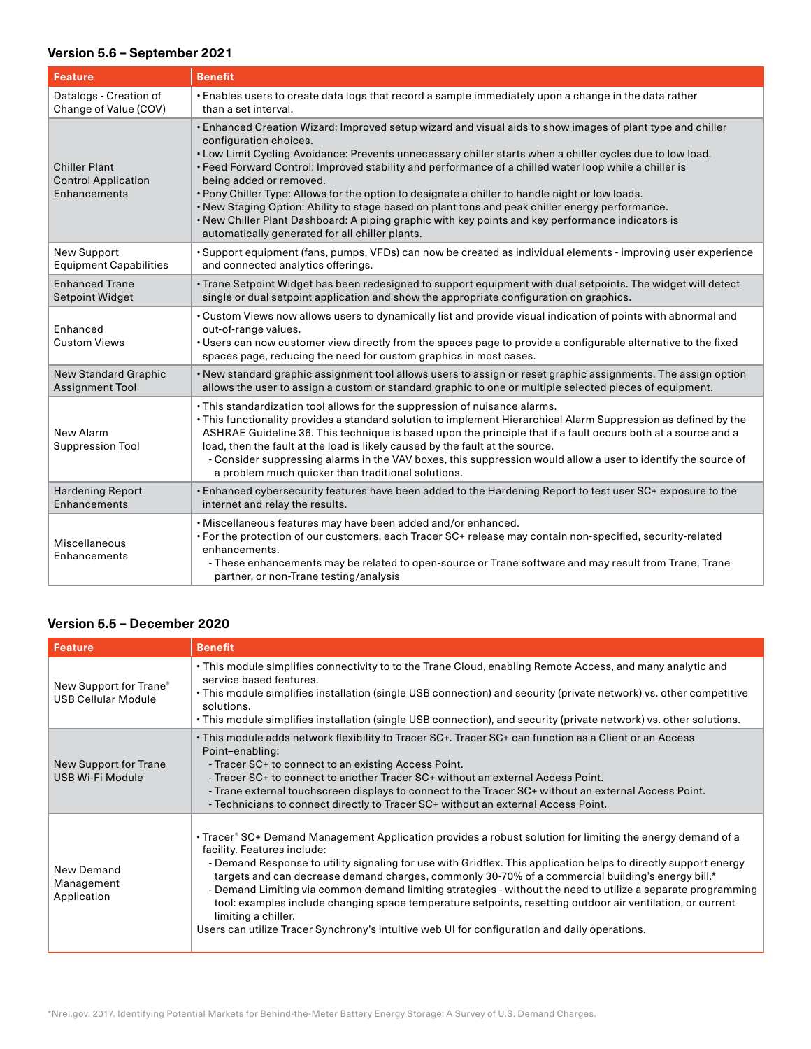### Version 5.6 – September 2021

| Feature | Benefit |
| --- | --- |
| Datalogs - Creation of Change of Value (COV) | • Enables users to create data logs that record a sample immediately upon a change in the data rather than a set interval. |
| Chiller Plant Control Application Enhancements | • Enhanced Creation Wizard: Improved setup wizard and visual aids to show images of plant type and chiller configuration choices.<br>• Low Limit Cycling Avoidance: Prevents unnecessary chiller starts when a chiller cycles due to low load.<br>• Feed Forward Control: Improved stability and performance of a chilled water loop while a chiller is being added or removed.<br>• Pony Chiller Type: Allows for the option to designate a chiller to handle night or low loads.<br>• New Staging Option: Ability to stage based on plant tons and peak chiller energy performance.<br>• New Chiller Plant Dashboard: A piping graphic with key points and key performance indicators is automatically generated for all chiller plants. |
| New Support Equipment Capabilities | • Support equipment (fans, pumps, VFDs) can now be created as individual elements - improving user experience and connected analytics offerings. |
| Enhanced Trane Setpoint Widget | • Trane Setpoint Widget has been redesigned to support equipment with dual setpoints. The widget will detect single or dual setpoint application and show the appropriate configuration on graphics. |
| Enhanced Custom Views | • Custom Views now allows users to dynamically list and provide visual indication of points with abnormal and out-of-range values.<br>• Users can now customer view directly from the spaces page to provide a configurable alternative to the fixed spaces page, reducing the need for custom graphics in most cases. |
| New Standard Graphic Assignment Tool | • New standard graphic assignment tool allows users to assign or reset graphic assignments. The assign option allows the user to assign a custom or standard graphic to one or multiple selected pieces of equipment. |
| New Alarm Suppression Tool | • This standardization tool allows for the suppression of nuisance alarms.<br>• This functionality provides a standard solution to implement Hierarchical Alarm Suppression as defined by the ASHRAE Guideline 36. This technique is based upon the principle that if a fault occurs both at a source and a load, then the fault at the load is likely caused by the fault at the source.<br>  - Consider suppressing alarms in the VAV boxes, this suppression would allow a user to identify the source of a problem much quicker than traditional solutions. |
| Hardening Report Enhancements | • Enhanced cybersecurity features have been added to the Hardening Report to test user SC+ exposure to the internet and relay the results. |
| Miscellaneous Enhancements | • Miscellaneous features may have been added and/or enhanced.<br>• For the protection of our customers, each Tracer SC+ release may contain non-specified, security-related enhancements.<br>  - These enhancements may be related to open-source or Trane software and may result from Trane, Trane partner, or non-Trane testing/analysis |

### Version 5.5 – December 2020

| Feature | Benefit |
| --- | --- |
| New Support for Trane® USB Cellular Module | • This module simplifies connectivity to to the Trane Cloud, enabling Remote Access, and many analytic and service based features.<br>• This module simplifies installation (single USB connection) and security (private network) vs. other competitive solutions.<br>• This module simplifies installation (single USB connection), and security (private network) vs. other solutions. |
| New Support for Trane USB Wi-Fi Module | • This module adds network flexibility to Tracer SC+. Tracer SC+ can function as a Client or an Access Point–enabling:<br>  - Tracer SC+ to connect to an existing Access Point.<br>  - Tracer SC+ to connect to another Tracer SC+ without an external Access Point.<br>  - Trane external touchscreen displays to connect to the Tracer SC+ without an external Access Point.<br>  - Technicians to connect directly to Tracer SC+ without an external Access Point. |
| New Demand Management Application | • Tracer® SC+ Demand Management Application provides a robust solution for limiting the energy demand of a facility. Features include:<br>  - Demand Response to utility signaling for use with Gridflex. This application helps to directly support energy targets and can decrease demand charges, commonly 30-70% of a commercial building's energy bill.*<br>  - Demand Limiting via common demand limiting strategies - without the need to utilize a separate programming tool: examples include changing space temperature setpoints, resetting outdoor air ventilation, or current limiting a chiller.<br>Users can utilize Tracer Synchrony's intuitive web UI for configuration and daily operations. |

*Nrel.gov. 2017. Identifying Potential Markets for Behind-the-Meter Battery Energy Storage: A Survey of U.S. Demand Charges.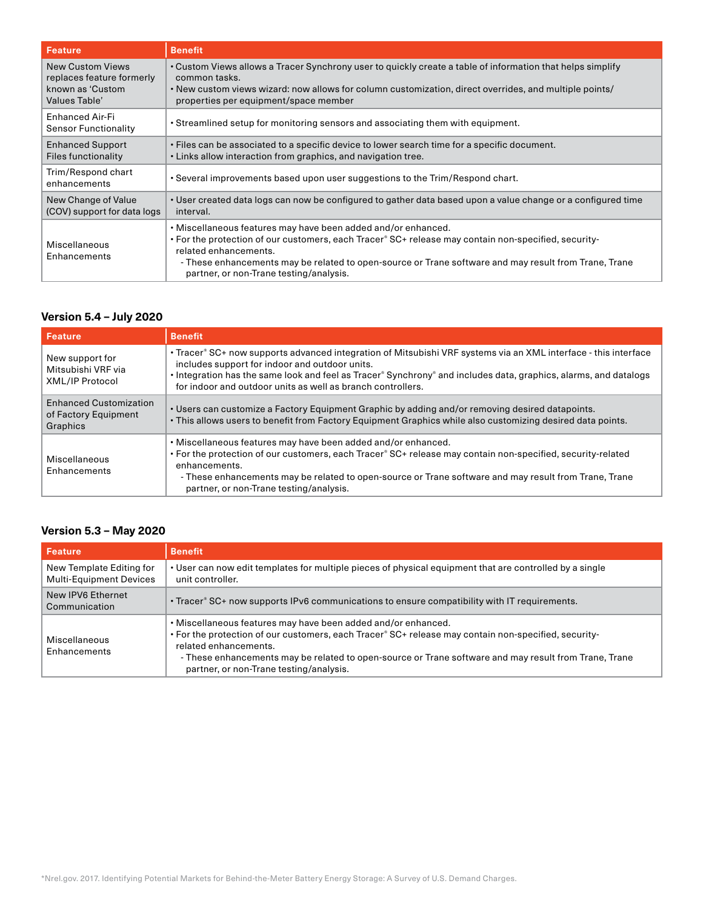| Feature | Benefit |
|---|---|
| New Custom Views replaces feature formerly known as 'Custom Values Table' | • Custom Views allows a Tracer Synchrony user to quickly create a table of information that helps simplify common tasks.<br>• New custom views wizard: now allows for column customization, direct overrides, and multiple points/properties per equipment/space member |
| Enhanced Air-Fi Sensor Functionality | • Streamlined setup for monitoring sensors and associating them with equipment. |
| Enhanced Support Files functionality | • Files can be associated to a specific device to lower search time for a specific document.<br>• Links allow interaction from graphics, and navigation tree. |
| Trim/Respond chart enhancements | • Several improvements based upon user suggestions to the Trim/Respond chart. |
| New Change of Value (COV) support for data logs | • User created data logs can now be configured to gather data based upon a value change or a configured time interval. |
| Miscellaneous Enhancements | • Miscellaneous features may have been added and/or enhanced.<br>• For the protection of our customers, each Tracer® SC+ release may contain non-specified, security-related enhancements.<br>- These enhancements may be related to open-source or Trane software and may result from Trane, Trane partner, or non-Trane testing/analysis. |

### Version 5.4 – July 2020

| Feature | Benefit |
|---|---|
| New support for Mitsubishi VRF via XML/IP Protocol | • Tracer® SC+ now supports advanced integration of Mitsubishi VRF systems via an XML interface - this interface includes support for indoor and outdoor units.<br>• Integration has the same look and feel as Tracer® Synchrony® and includes data, graphics, alarms, and datalogs for indoor and outdoor units as well as branch controllers. |
| Enhanced Customization of Factory Equipment Graphics | • Users can customize a Factory Equipment Graphic by adding and/or removing desired datapoints.<br>• This allows users to benefit from Factory Equipment Graphics while also customizing desired data points. |
| Miscellaneous Enhancements | • Miscellaneous features may have been added and/or enhanced.<br>• For the protection of our customers, each Tracer® SC+ release may contain non-specified, security-related enhancements.<br>- These enhancements may be related to open-source or Trane software and may result from Trane, Trane partner, or non-Trane testing/analysis. |

### Version 5.3 – May 2020

| Feature | Benefit |
|---|---|
| New Template Editing for Multi-Equipment Devices | • User can now edit templates for multiple pieces of physical equipment that are controlled by a single unit controller. |
| New IPV6 Ethernet Communication | • Tracer® SC+ now supports IPv6 communications to ensure compatibility with IT requirements. |
| Miscellaneous Enhancements | • Miscellaneous features may have been added and/or enhanced.<br>• For the protection of our customers, each Tracer® SC+ release may contain non-specified, security-related enhancements.<br>- These enhancements may be related to open-source or Trane software and may result from Trane, Trane partner, or non-Trane testing/analysis. |

*Nrel.gov. 2017. Identifying Potential Markets for Behind-the-Meter Battery Energy Storage: A Survey of U.S. Demand Charges.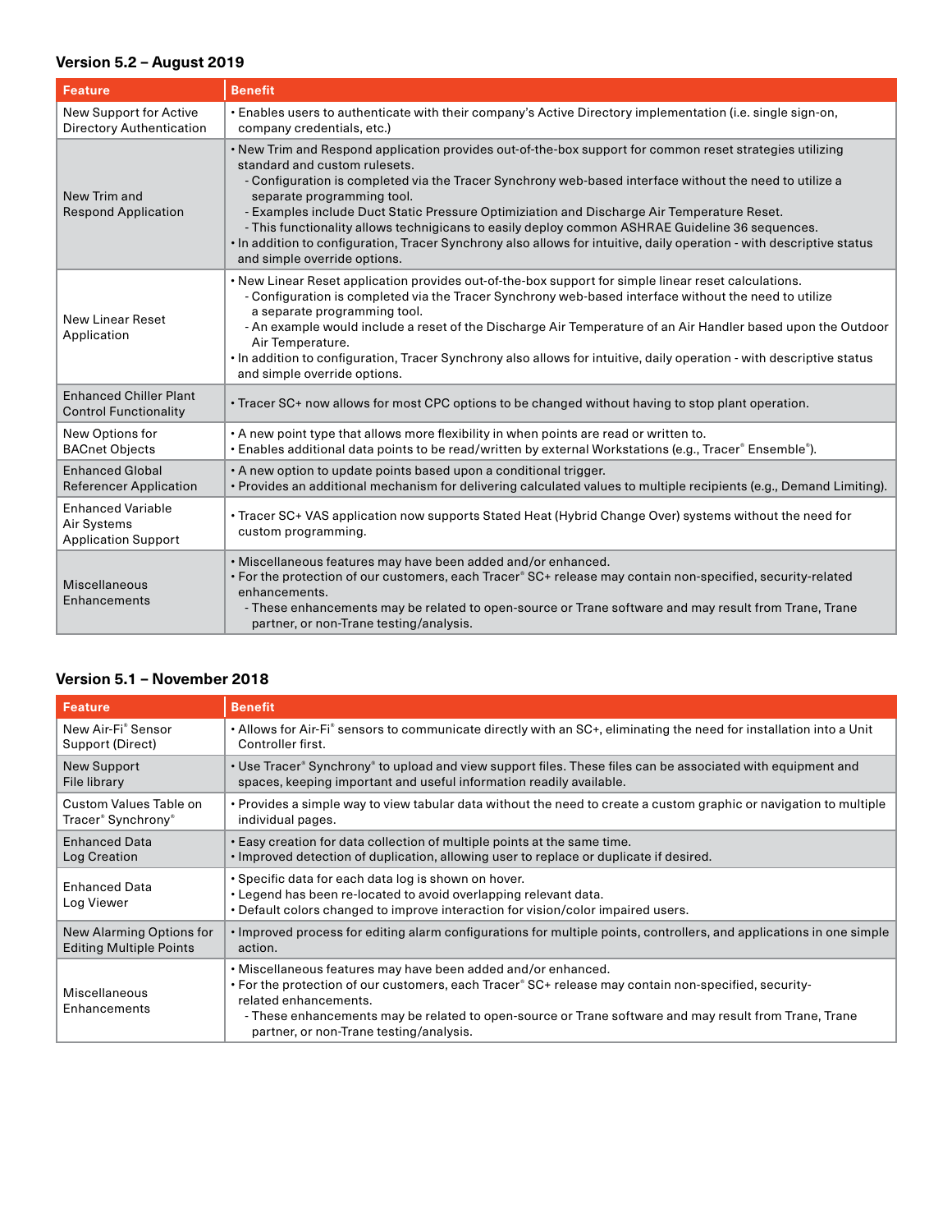### Version 5.2 – August 2019

| Feature | Benefit |
|---|---|
| New Support for Active Directory Authentication | • Enables users to authenticate with their company's Active Directory implementation (i.e. single sign-on, company credentials, etc.) |
| New Trim and Respond Application | • New Trim and Respond application provides out-of-the-box support for common reset strategies utilizing standard and custom rulesets.<br>- Configuration is completed via the Tracer Synchrony web-based interface without the need to utilize a separate programming tool.<br>- Examples include Duct Static Pressure Optimiziation and Discharge Air Temperature Reset.<br>- This functionality allows technigicans to easily deploy common ASHRAE Guideline 36 sequences.<br>• In addition to configuration, Tracer Synchrony also allows for intuitive, daily operation - with descriptive status and simple override options. |
| New Linear Reset Application | • New Linear Reset application provides out-of-the-box support for simple linear reset calculations.<br>- Configuration is completed via the Tracer Synchrony web-based interface without the need to utilize a separate programming tool.<br>- An example would include a reset of the Discharge Air Temperature of an Air Handler based upon the Outdoor Air Temperature.<br>• In addition to configuration, Tracer Synchrony also allows for intuitive, daily operation - with descriptive status and simple override options. |
| Enhanced Chiller Plant Control Functionality | • Tracer SC+ now allows for most CPC options to be changed without having to stop plant operation. |
| New Options for BACnet Objects | • A new point type that allows more flexibility in when points are read or written to.<br>• Enables additional data points to be read/written by external Workstations (e.g., Tracer® Ensemble®). |
| Enhanced Global Referencer Application | • A new option to update points based upon a conditional trigger.<br>• Provides an additional mechanism for delivering calculated values to multiple recipients (e.g., Demand Limiting). |
| Enhanced Variable Air Systems Application Support | • Tracer SC+ VAS application now supports Stated Heat (Hybrid Change Over) systems without the need for custom programming. |
| Miscellaneous Enhancements | • Miscellaneous features may have been added and/or enhanced.<br>• For the protection of our customers, each Tracer® SC+ release may contain non-specified, security-related enhancements.<br>- These enhancements may be related to open-source or Trane software and may result from Trane, Trane partner, or non-Trane testing/analysis. |

### Version 5.1 – November 2018

| Feature | Benefit |
|---|---|
| New Air-Fi® Sensor Support (Direct) | • Allows for Air-Fi® sensors to communicate directly with an SC+, eliminating the need for installation into a Unit Controller first. |
| New Support File library | • Use Tracer® Synchrony® to upload and view support files. These files can be associated with equipment and spaces, keeping important and useful information readily available. |
| Custom Values Table on Tracer® Synchrony® | • Provides a simple way to view tabular data without the need to create a custom graphic or navigation to multiple individual pages. |
| Enhanced Data Log Creation | • Easy creation for data collection of multiple points at the same time.<br>• Improved detection of duplication, allowing user to replace or duplicate if desired. |
| Enhanced Data Log Viewer | • Specific data for each data log is shown on hover.<br>• Legend has been re-located to avoid overlapping relevant data.<br>• Default colors changed to improve interaction for vision/color impaired users. |
| New Alarming Options for Editing Multiple Points | • Improved process for editing alarm configurations for multiple points, controllers, and applications in one simple action. |
| Miscellaneous Enhancements | • Miscellaneous features may have been added and/or enhanced.<br>• For the protection of our customers, each Tracer® SC+ release may contain non-specified, security-related enhancements.<br>- These enhancements may be related to open-source or Trane software and may result from Trane, Trane partner, or non-Trane testing/analysis. |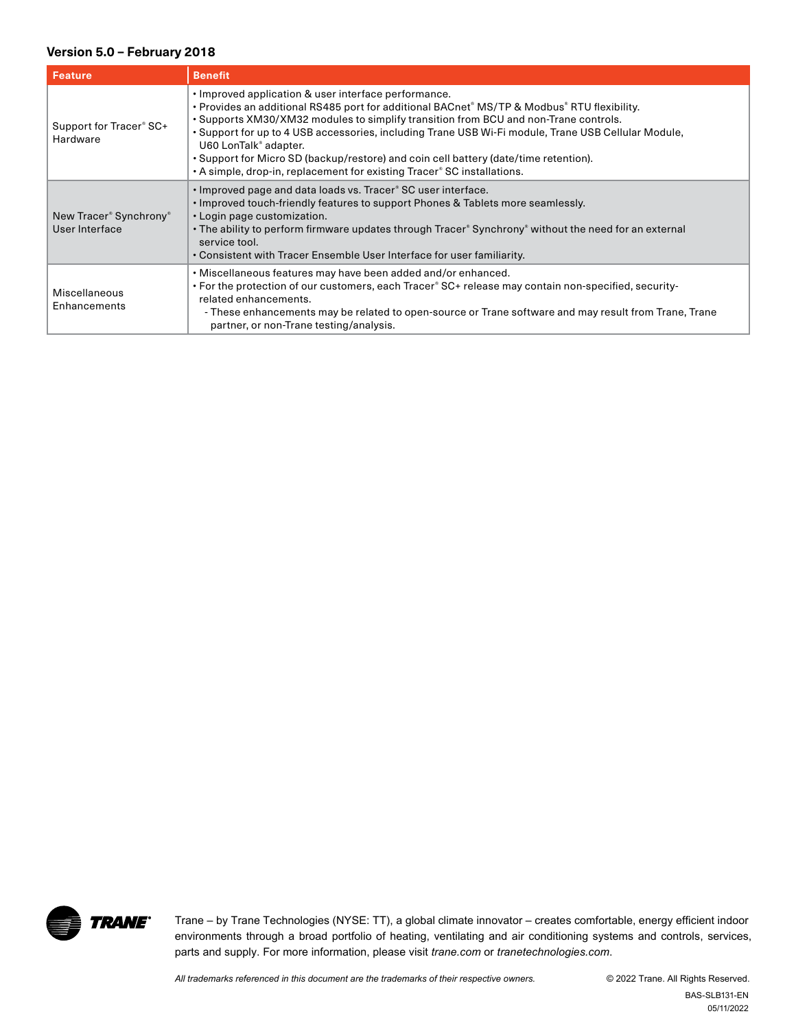### Version 5.0 – February 2018

| Feature | Benefit |
|---|---|
| Support for Tracer® SC+ Hardware | • Improved application & user interface performance.<br>• Provides an additional RS485 port for additional BACnet® MS/TP & Modbus® RTU flexibility.<br>• Supports XM30/XM32 modules to simplify transition from BCU and non-Trane controls.<br>• Support for up to 4 USB accessories, including Trane USB Wi-Fi module, Trane USB Cellular Module, U60 LonTalk® adapter.<br>• Support for Micro SD (backup/restore) and coin cell battery (date/time retention).<br>• A simple, drop-in, replacement for existing Tracer® SC installations. |
| New Tracer® Synchrony® User Interface | • Improved page and data loads vs. Tracer® SC user interface.<br>• Improved touch-friendly features to support Phones & Tablets more seamlessly.<br>• Login page customization.<br>• The ability to perform firmware updates through Tracer® Synchrony® without the need for an external service tool.<br>• Consistent with Tracer Ensemble User Interface for user familiarity. |
| Miscellaneous Enhancements | • Miscellaneous features may have been added and/or enhanced.<br>• For the protection of our customers, each Tracer® SC+ release may contain non-specified, security-related enhancements.<br>- These enhancements may be related to open-source or Trane software and may result from Trane, Trane partner, or non-Trane testing/analysis. |

Trane – by Trane Technologies (NYSE: TT), a global climate innovator – creates comfortable, energy efficient indoor environments through a broad portfolio of heating, ventilating and air conditioning systems and controls, services, parts and supply. For more information, please visit *trane.com* or *tranetechnologies.com*.

*All trademarks referenced in this document are the trademarks of their respective owners.*

© 2022 Trane. All Rights Reserved.

BAS-SLB131-EN
05/11/2022